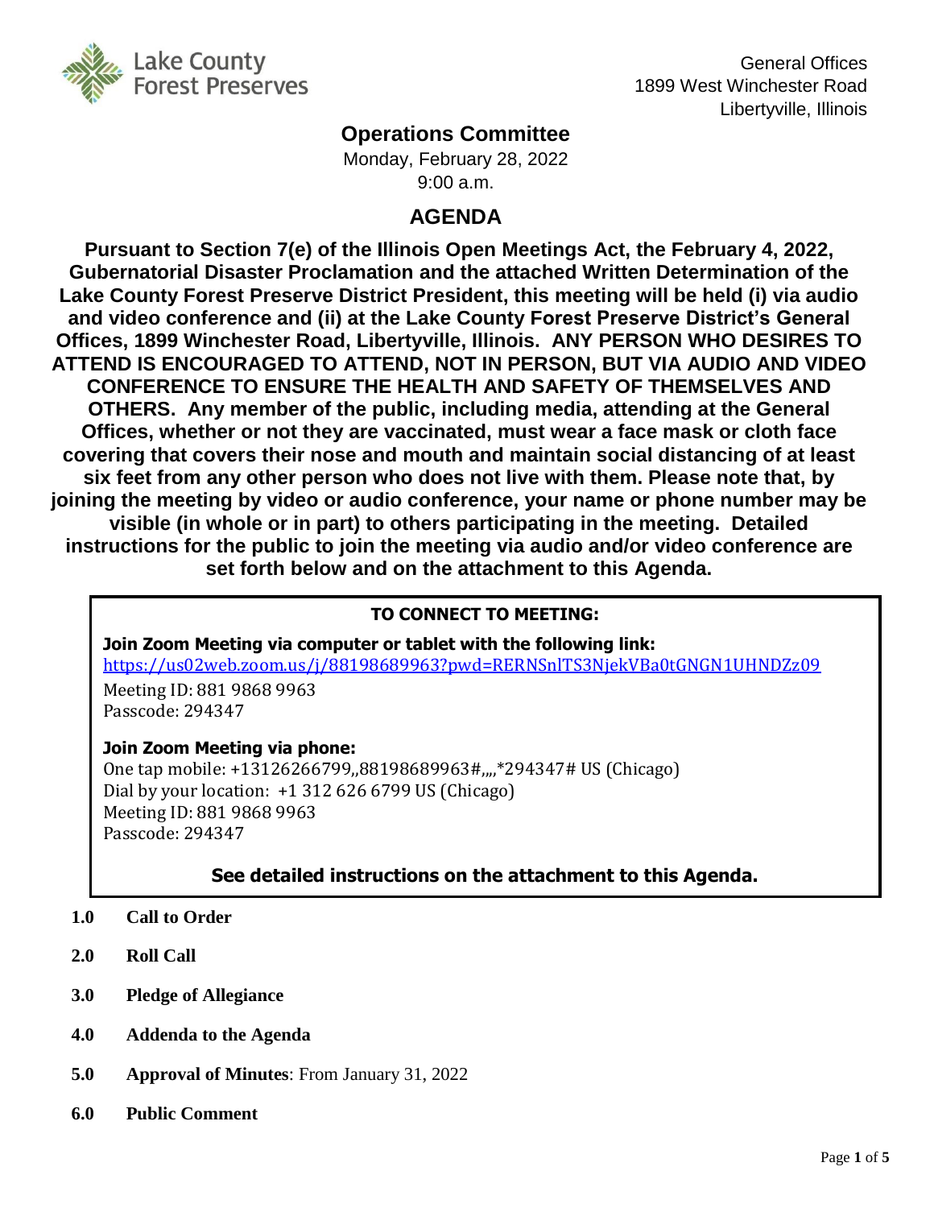Lake County Forest Preserves

General Offices
1899 West Winchester Road
Libertyville, Illinois

# Operations Committee

Monday, February 28, 2022
9:00 a.m.

## AGENDA

**Pursuant to Section 7(e) of the Illinois Open Meetings Act, the February 4, 2022, Gubernatorial Disaster Proclamation and the attached Written Determination of the Lake County Forest Preserve District President, this meeting will be held (i) via audio and video conference and (ii) at the Lake County Forest Preserve District's General Offices, 1899 Winchester Road, Libertyville, Illinois. ANY PERSON WHO DESIRES TO ATTEND IS ENCOURAGED TO ATTEND, NOT IN PERSON, BUT VIA AUDIO AND VIDEO CONFERENCE TO ENSURE THE HEALTH AND SAFETY OF THEMSELVES AND OTHERS. Any member of the public, including media, attending at the General Offices, whether or not they are vaccinated, must wear a face mask or cloth face covering that covers their nose and mouth and maintain social distancing of at least six feet from any other person who does not live with them. Please note that, by joining the meeting by video or audio conference, your name or phone number may be visible (in whole or in part) to others participating in the meeting. Detailed instructions for the public to join the meeting via audio and/or video conference are set forth below and on the attachment to this Agenda.**

**TO CONNECT TO MEETING:**

**Join Zoom Meeting via computer or tablet with the following link:**
https://us02web.zoom.us/j/88198689963?pwd=RERNSnlTS3NjekVBa0tGNGN1UHNDZz09
Meeting ID: 881 9868 9963
Passcode: 294347

**Join Zoom Meeting via phone:**
One tap mobile: +13126266799,,88198689963#,,,,*294347# US (Chicago)
Dial by your location: +1 312 626 6799 US (Chicago)
Meeting ID: 881 9868 9963
Passcode: 294347

**See detailed instructions on the attachment to this Agenda.**

**1.0 Call to Order**

**2.0 Roll Call**

**3.0 Pledge of Allegiance**

**4.0 Addenda to the Agenda**

**5.0 Approval of Minutes**: From January 31, 2022

**6.0 Public Comment**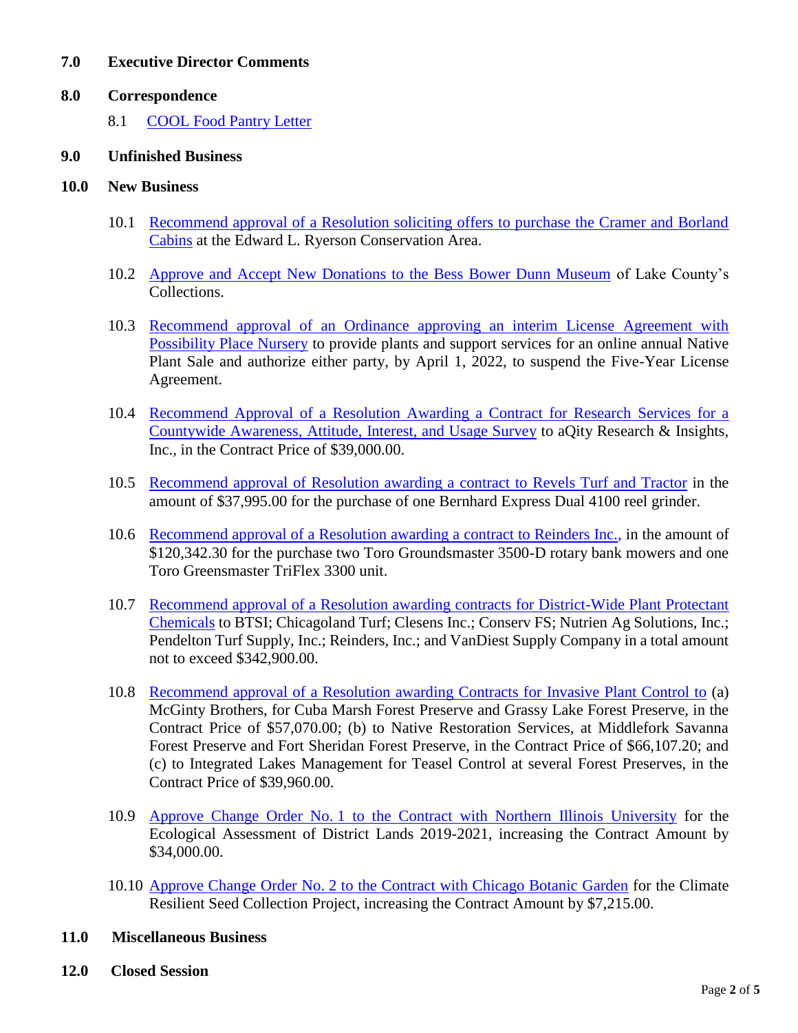**7.0 Executive Director Comments**

**8.0 Correspondence**

8.1 COOL Food Pantry Letter

**9.0 Unfinished Business**

**10.0 New Business**

10.1 Recommend approval of a Resolution soliciting offers to purchase the Cramer and Borland Cabins at the Edward L. Ryerson Conservation Area.

10.2 Approve and Accept New Donations to the Bess Bower Dunn Museum of Lake County's Collections.

10.3 Recommend approval of an Ordinance approving an interim License Agreement with Possibility Place Nursery to provide plants and support services for an online annual Native Plant Sale and authorize either party, by April 1, 2022, to suspend the Five-Year License Agreement.

10.4 Recommend Approval of a Resolution Awarding a Contract for Research Services for a Countywide Awareness, Attitude, Interest, and Usage Survey to aQity Research & Insights, Inc., in the Contract Price of $39,000.00.

10.5 Recommend approval of Resolution awarding a contract to Revels Turf and Tractor in the amount of $37,995.00 for the purchase of one Bernhard Express Dual 4100 reel grinder.

10.6 Recommend approval of a Resolution awarding a contract to Reinders Inc., in the amount of $120,342.30 for the purchase two Toro Groundsmaster 3500-D rotary bank mowers and one Toro Greensmaster TriFlex 3300 unit.

10.7 Recommend approval of a Resolution awarding contracts for District-Wide Plant Protectant Chemicals to BTSI; Chicagoland Turf; Clesens Inc.; Conserv FS; Nutrien Ag Solutions, Inc.; Pendelton Turf Supply, Inc.; Reinders, Inc.; and VanDiest Supply Company in a total amount not to exceed $342,900.00.

10.8 Recommend approval of a Resolution awarding Contracts for Invasive Plant Control to (a) McGinty Brothers, for Cuba Marsh Forest Preserve and Grassy Lake Forest Preserve, in the Contract Price of $57,070.00; (b) to Native Restoration Services, at Middlefork Savanna Forest Preserve and Fort Sheridan Forest Preserve, in the Contract Price of $66,107.20; and (c) to Integrated Lakes Management for Teasel Control at several Forest Preserves, in the Contract Price of $39,960.00.

10.9 Approve Change Order No. 1 to the Contract with Northern Illinois University for the Ecological Assessment of District Lands 2019-2021, increasing the Contract Amount by $34,000.00.

10.10 Approve Change Order No. 2 to the Contract with Chicago Botanic Garden for the Climate Resilient Seed Collection Project, increasing the Contract Amount by $7,215.00.

**11.0 Miscellaneous Business**

**12.0 Closed Session**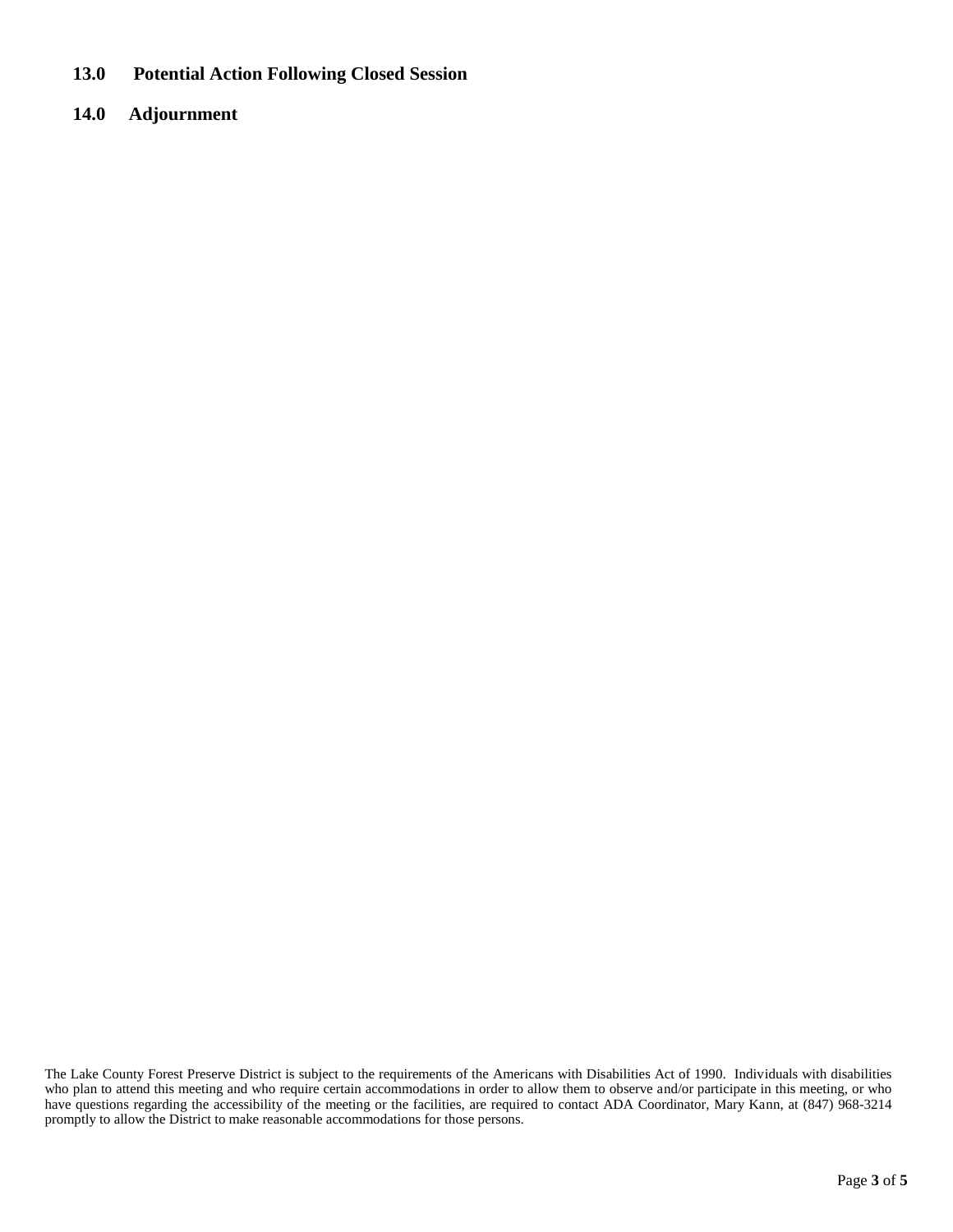**13.0 Potential Action Following Closed Session**

**14.0 Adjournment**

The Lake County Forest Preserve District is subject to the requirements of the Americans with Disabilities Act of 1990. Individuals with disabilities who plan to attend this meeting and who require certain accommodations in order to allow them to observe and/or participate in this meeting, or who have questions regarding the accessibility of the meeting or the facilities, are required to contact ADA Coordinator, Mary Kann, at (847) 968-3214 promptly to allow the District to make reasonable accommodations for those persons.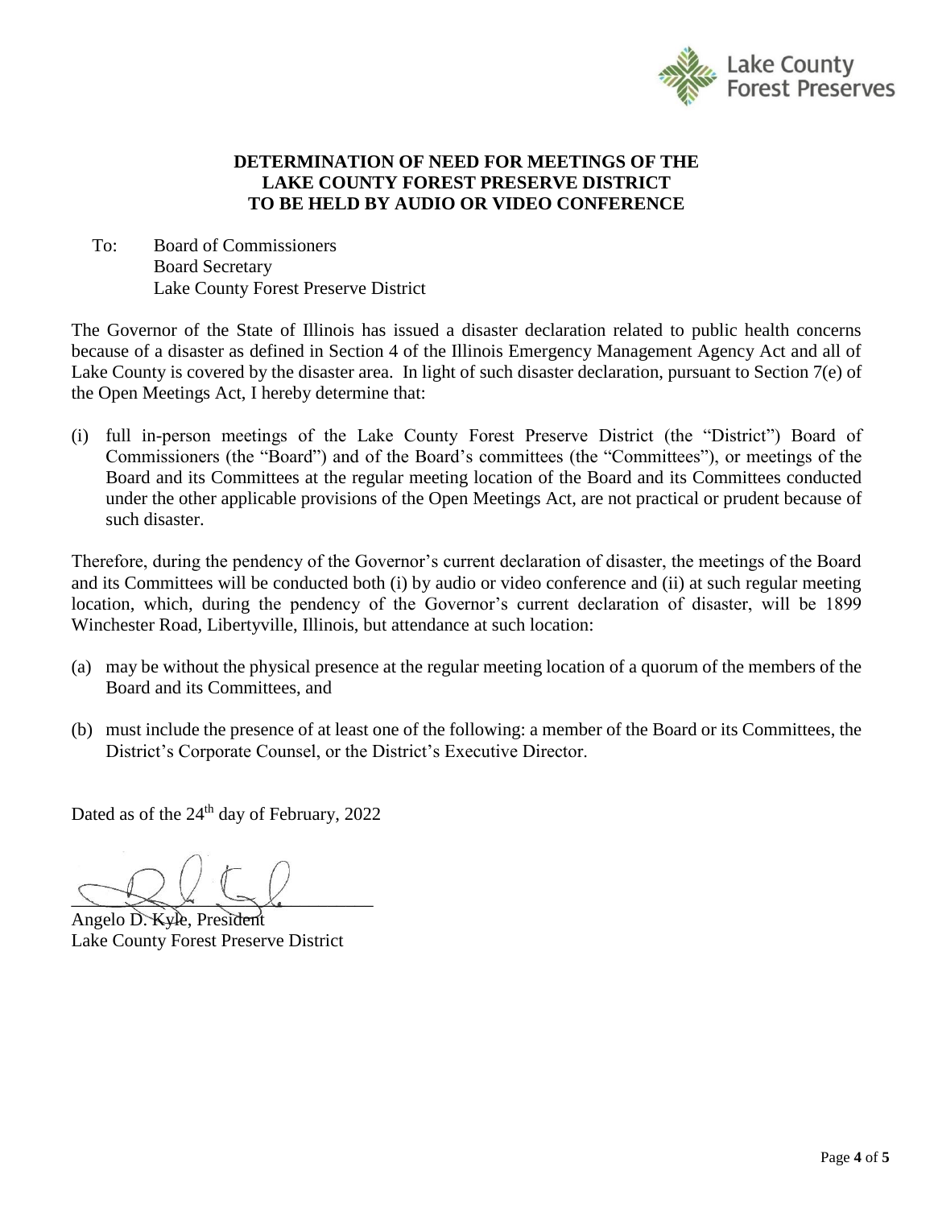Lake County Forest Preserves

# DETERMINATION OF NEED FOR MEETINGS OF THE LAKE COUNTY FOREST PRESERVE DISTRICT TO BE HELD BY AUDIO OR VIDEO CONFERENCE

To: Board of Commissioners
Board Secretary
Lake County Forest Preserve District

The Governor of the State of Illinois has issued a disaster declaration related to public health concerns because of a disaster as defined in Section 4 of the Illinois Emergency Management Agency Act and all of Lake County is covered by the disaster area. In light of such disaster declaration, pursuant to Section 7(e) of the Open Meetings Act, I hereby determine that:

(i) full in-person meetings of the Lake County Forest Preserve District (the "District") Board of Commissioners (the "Board") and of the Board's committees (the "Committees"), or meetings of the Board and its Committees at the regular meeting location of the Board and its Committees conducted under the other applicable provisions of the Open Meetings Act, are not practical or prudent because of such disaster.

Therefore, during the pendency of the Governor's current declaration of disaster, the meetings of the Board and its Committees will be conducted both (i) by audio or video conference and (ii) at such regular meeting location, which, during the pendency of the Governor's current declaration of disaster, will be 1899 Winchester Road, Libertyville, Illinois, but attendance at such location:

(a) may be without the physical presence at the regular meeting location of a quorum of the members of the Board and its Committees, and

(b) must include the presence of at least one of the following: a member of the Board or its Committees, the District's Corporate Counsel, or the District's Executive Director.

Dated as of the 24th day of February, 2022

Angelo D. Kyle, President
Lake County Forest Preserve District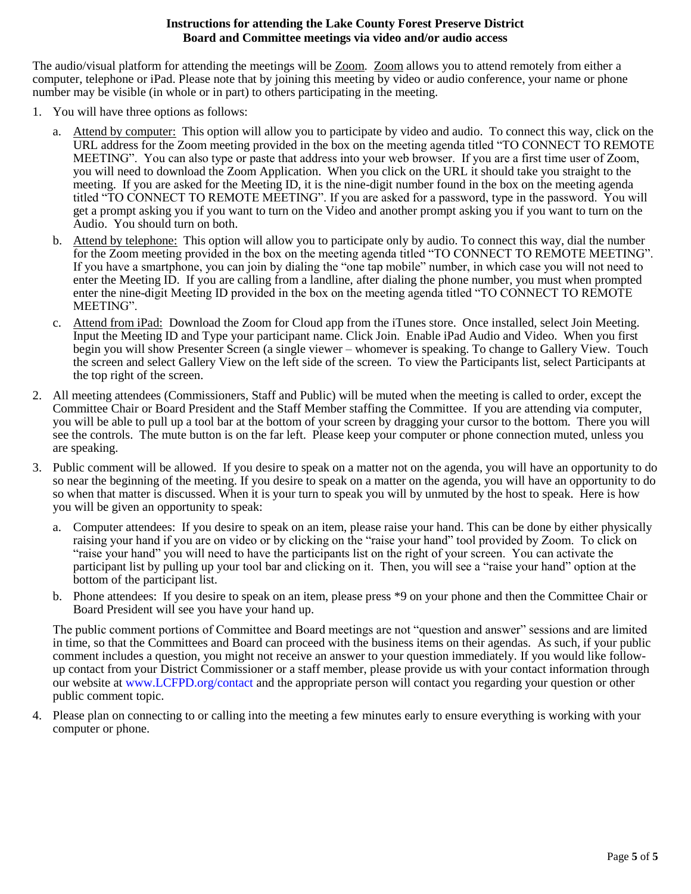**Instructions for attending the Lake County Forest Preserve District Board and Committee meetings via video and/or audio access**

The audio/visual platform for attending the meetings will be Zoom. Zoom allows you to attend remotely from either a computer, telephone or iPad. Please note that by joining this meeting by video or audio conference, your name or phone number may be visible (in whole or in part) to others participating in the meeting.

1. You will have three options as follows:
   a. Attend by computer: This option will allow you to participate by video and audio. To connect this way, click on the URL address for the Zoom meeting provided in the box on the meeting agenda titled "TO CONNECT TO REMOTE MEETING". You can also type or paste that address into your web browser. If you are a first time user of Zoom, you will need to download the Zoom Application. When you click on the URL it should take you straight to the meeting. If you are asked for the Meeting ID, it is the nine-digit number found in the box on the meeting agenda titled "TO CONNECT TO REMOTE MEETING". If you are asked for a password, type in the password. You will get a prompt asking you if you want to turn on the Video and another prompt asking you if you want to turn on the Audio. You should turn on both.
   b. Attend by telephone: This option will allow you to participate only by audio. To connect this way, dial the number for the Zoom meeting provided in the box on the meeting agenda titled "TO CONNECT TO REMOTE MEETING". If you have a smartphone, you can join by dialing the "one tap mobile" number, in which case you will not need to enter the Meeting ID. If you are calling from a landline, after dialing the phone number, you must when prompted enter the nine-digit Meeting ID provided in the box on the meeting agenda titled "TO CONNECT TO REMOTE MEETING".
   c. Attend from iPad: Download the Zoom for Cloud app from the iTunes store. Once installed, select Join Meeting. Input the Meeting ID and Type your participant name. Click Join. Enable iPad Audio and Video. When you first begin you will show Presenter Screen (a single viewer – whomever is speaking. To change to Gallery View. Touch the screen and select Gallery View on the left side of the screen. To view the Participants list, select Participants at the top right of the screen.
2. All meeting attendees (Commissioners, Staff and Public) will be muted when the meeting is called to order, except the Committee Chair or Board President and the Staff Member staffing the Committee. If you are attending via computer, you will be able to pull up a tool bar at the bottom of your screen by dragging your cursor to the bottom. There you will see the controls. The mute button is on the far left. Please keep your computer or phone connection muted, unless you are speaking.
3. Public comment will be allowed. If you desire to speak on a matter not on the agenda, you will have an opportunity to do so near the beginning of the meeting. If you desire to speak on a matter on the agenda, you will have an opportunity to do so when that matter is discussed. When it is your turn to speak you will by unmuted by the host to speak. Here is how you will be given an opportunity to speak:
   a. Computer attendees: If you desire to speak on an item, please raise your hand. This can be done by either physically raising your hand if you are on video or by clicking on the "raise your hand" tool provided by Zoom. To click on "raise your hand" you will need to have the participants list on the right of your screen. You can activate the participant list by pulling up your tool bar and clicking on it. Then, you will see a "raise your hand" option at the bottom of the participant list.
   b. Phone attendees: If you desire to speak on an item, please press *9 on your phone and then the Committee Chair or Board President will see you have your hand up.

   The public comment portions of Committee and Board meetings are not "question and answer" sessions and are limited in time, so that the Committees and Board can proceed with the business items on their agendas. As such, if your public comment includes a question, you might not receive an answer to your question immediately. If you would like follow-up contact from your District Commissioner or a staff member, please provide us with your contact information through our website at www.LCFPD.org/contact and the appropriate person will contact you regarding your question or other public comment topic.
4. Please plan on connecting to or calling into the meeting a few minutes early to ensure everything is working with your computer or phone.